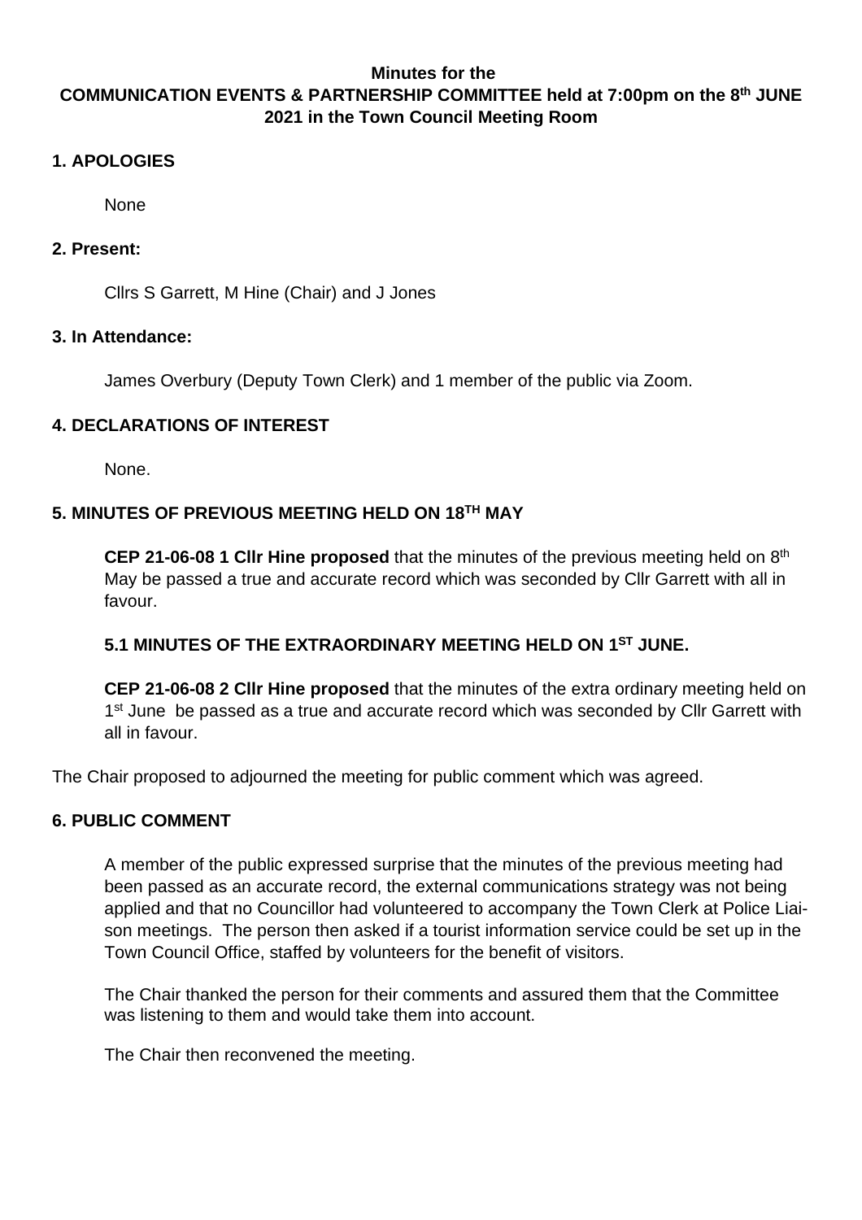**Minutes for the**

**COMMUNICATION EVENTS & PARTNERSHIP COMMITTEE held at 7:00pm on the 8th JUNE 2021 in the Town Council Meeting Room**

## 1. APOLOGIES

None

## 2. Present:

Cllrs S Garrett, M Hine (Chair) and J Jones

## 3. In Attendance:

James Overbury (Deputy Town Clerk) and 1 member of the public via Zoom.

## 4. DECLARATIONS OF INTEREST

None.

## 5. MINUTES OF PREVIOUS MEETING HELD ON 18TH MAY

**CEP 21-06-08 1 Cllr Hine proposed** that the minutes of the previous meeting held on 8th May be passed a true and accurate record which was seconded by Cllr Garrett with all in favour.

### 5.1 MINUTES OF THE EXTRAORDINARY MEETING HELD ON 1ST JUNE.

**CEP 21-06-08 2 Cllr Hine proposed** that the minutes of the extra ordinary meeting held on 1st June be passed as a true and accurate record which was seconded by Cllr Garrett with all in favour.

The Chair proposed to adjourned the meeting for public comment which was agreed.

## 6. PUBLIC COMMENT

A member of the public expressed surprise that the minutes of the previous meeting had been passed as an accurate record, the external communications strategy was not being applied and that no Councillor had volunteered to accompany the Town Clerk at Police Liaison meetings. The person then asked if a tourist information service could be set up in the Town Council Office, staffed by volunteers for the benefit of visitors.

The Chair thanked the person for their comments and assured them that the Committee was listening to them and would take them into account.

The Chair then reconvened the meeting.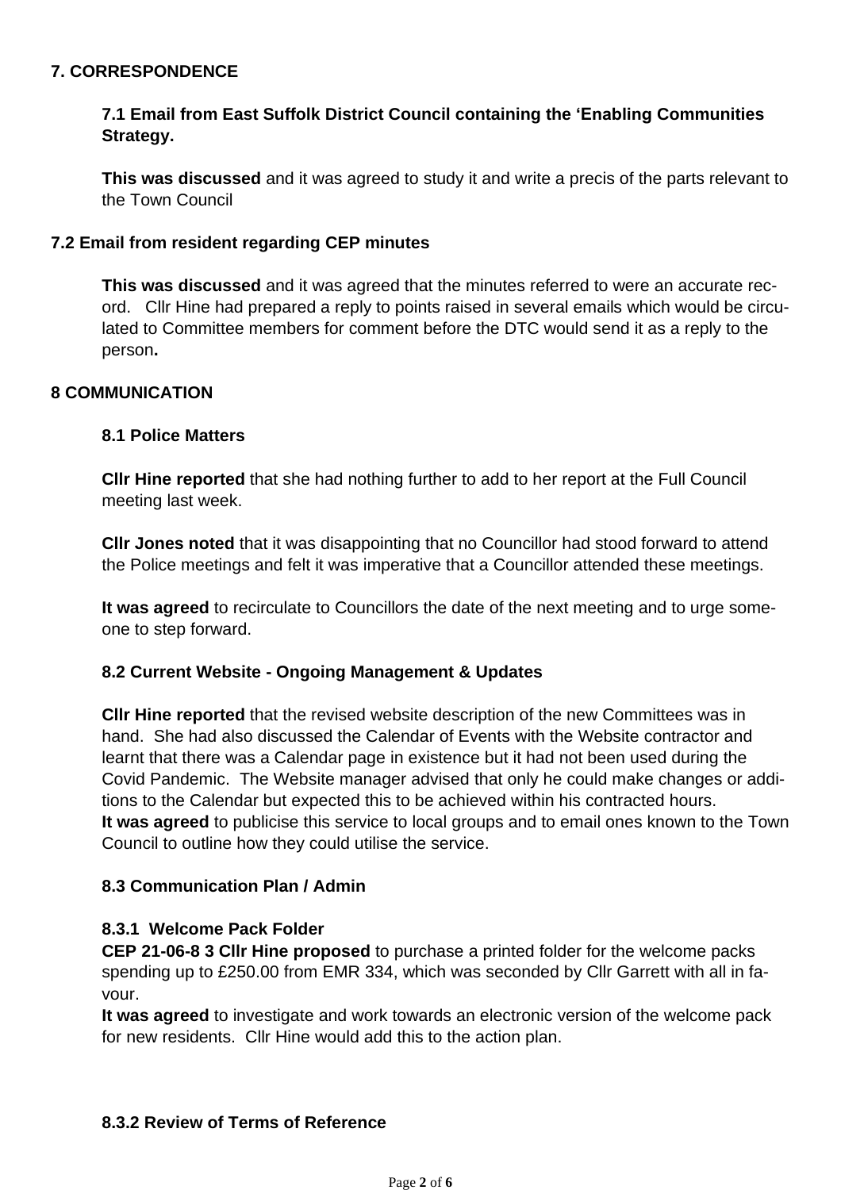## 7. CORRESPONDENCE

### 7.1 Email from East Suffolk District Council containing the 'Enabling Communities Strategy.

**This was discussed** and it was agreed to study it and write a precis of the parts relevant to the Town Council

### 7.2 Email from resident regarding CEP minutes

**This was discussed** and it was agreed that the minutes referred to were an accurate record. Cllr Hine had prepared a reply to points raised in several emails which would be circulated to Committee members for comment before the DTC would send it as a reply to the person**.**

## 8 COMMUNICATION

### 8.1 Police Matters

**Cllr Hine reported** that she had nothing further to add to her report at the Full Council meeting last week.

**Cllr Jones noted** that it was disappointing that no Councillor had stood forward to attend the Police meetings and felt it was imperative that a Councillor attended these meetings.

**It was agreed** to recirculate to Councillors the date of the next meeting and to urge someone to step forward.

### 8.2 Current Website - Ongoing Management & Updates

**Cllr Hine reported** that the revised website description of the new Committees was in hand. She had also discussed the Calendar of Events with the Website contractor and learnt that there was a Calendar page in existence but it had not been used during the Covid Pandemic. The Website manager advised that only he could make changes or additions to the Calendar but expected this to be achieved within his contracted hours.
**It was agreed** to publicise this service to local groups and to email ones known to the Town Council to outline how they could utilise the service.

### 8.3 Communication Plan / Admin

#### 8.3.1 Welcome Pack Folder

**CEP 21-06-8 3 Cllr Hine proposed** to purchase a printed folder for the welcome packs spending up to £250.00 from EMR 334, which was seconded by Cllr Garrett with all in favour.
**It was agreed** to investigate and work towards an electronic version of the welcome pack for new residents. Cllr Hine would add this to the action plan.

#### 8.3.2 Review of Terms of Reference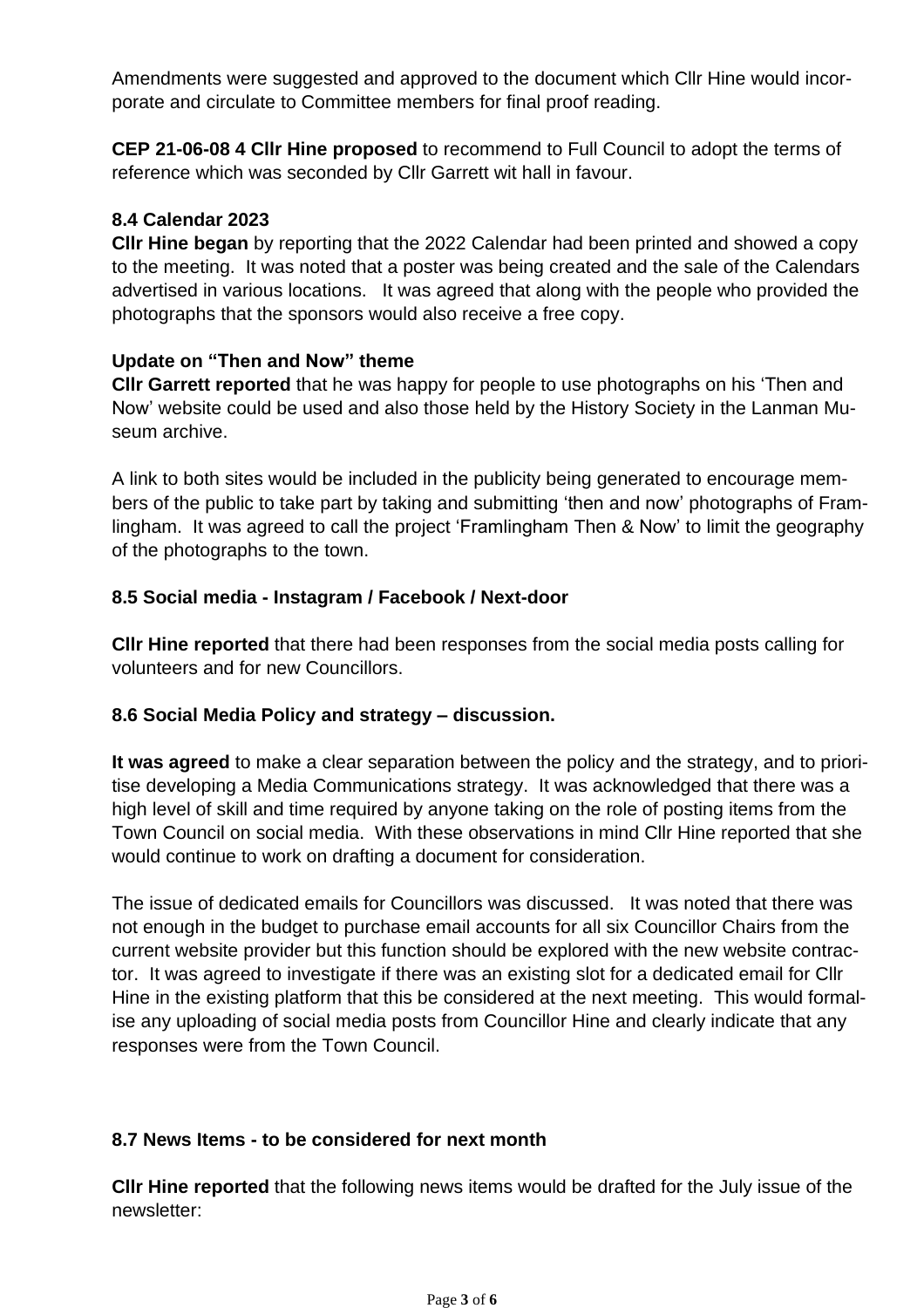Amendments were suggested and approved to the document which Cllr Hine would incorporate and circulate to Committee members for final proof reading.

**CEP 21-06-08 4 Cllr Hine proposed** to recommend to Full Council to adopt the terms of reference which was seconded by Cllr Garrett wit hall in favour.

**8.4 Calendar 2023**

**Cllr Hine began** by reporting that the 2022 Calendar had been printed and showed a copy to the meeting. It was noted that a poster was being created and the sale of the Calendars advertised in various locations. It was agreed that along with the people who provided the photographs that the sponsors would also receive a free copy.

**Update on "Then and Now" theme**

**Cllr Garrett reported** that he was happy for people to use photographs on his 'Then and Now' website could be used and also those held by the History Society in the Lanman Museum archive.

A link to both sites would be included in the publicity being generated to encourage members of the public to take part by taking and submitting 'then and now' photographs of Framlingham. It was agreed to call the project 'Framlingham Then & Now' to limit the geography of the photographs to the town.

**8.5 Social media - Instagram / Facebook / Next-door**

**Cllr Hine reported** that there had been responses from the social media posts calling for volunteers and for new Councillors.

**8.6 Social Media Policy and strategy – discussion.**

**It was agreed** to make a clear separation between the policy and the strategy, and to prioritise developing a Media Communications strategy. It was acknowledged that there was a high level of skill and time required by anyone taking on the role of posting items from the Town Council on social media. With these observations in mind Cllr Hine reported that she would continue to work on drafting a document for consideration.

The issue of dedicated emails for Councillors was discussed. It was noted that there was not enough in the budget to purchase email accounts for all six Councillor Chairs from the current website provider but this function should be explored with the new website contractor. It was agreed to investigate if there was an existing slot for a dedicated email for Cllr Hine in the existing platform that this be considered at the next meeting. This would formalise any uploading of social media posts from Councillor Hine and clearly indicate that any responses were from the Town Council.

**8.7 News Items - to be considered for next month**

**Cllr Hine reported** that the following news items would be drafted for the July issue of the newsletter: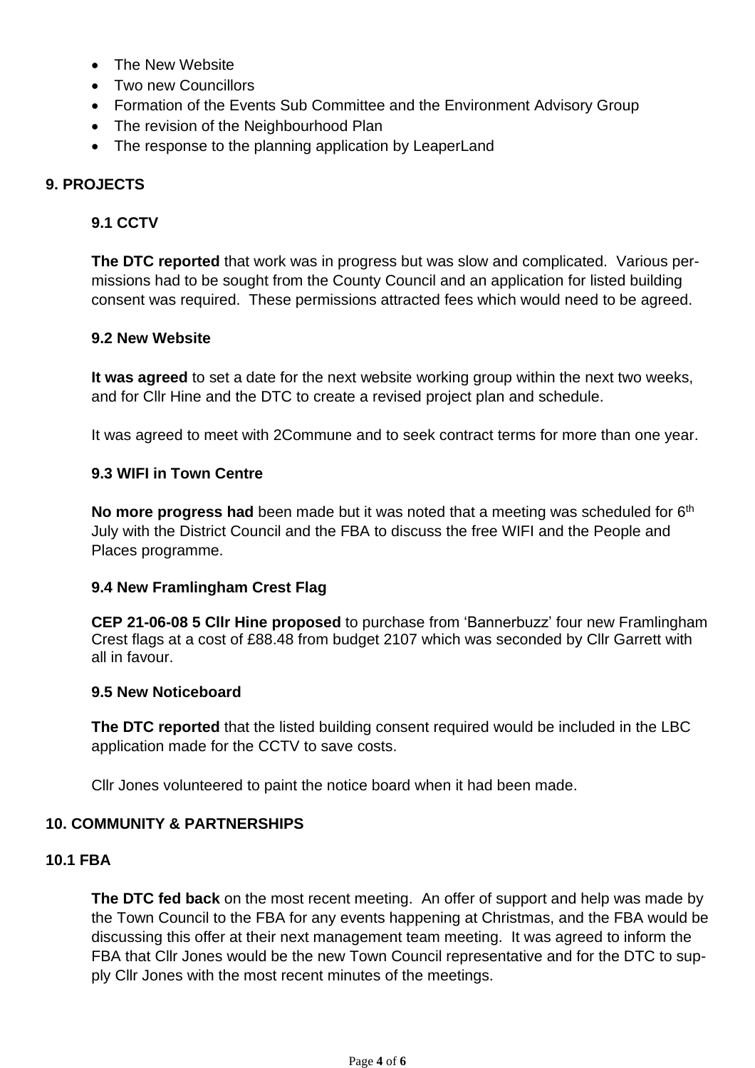- The New Website
- Two new Councillors
- Formation of the Events Sub Committee and the Environment Advisory Group
- The revision of the Neighbourhood Plan
- The response to the planning application by LeaperLand

## 9. PROJECTS

### 9.1 CCTV

**The DTC reported** that work was in progress but was slow and complicated. Various permissions had to be sought from the County Council and an application for listed building consent was required. These permissions attracted fees which would need to be agreed.

### 9.2 New Website

**It was agreed** to set a date for the next website working group within the next two weeks, and for Cllr Hine and the DTC to create a revised project plan and schedule.

It was agreed to meet with 2Commune and to seek contract terms for more than one year.

### 9.3 WIFI in Town Centre

**No more progress had** been made but it was noted that a meeting was scheduled for 6th July with the District Council and the FBA to discuss the free WIFI and the People and Places programme.

### 9.4 New Framlingham Crest Flag

**CEP 21-06-08 5 Cllr Hine proposed** to purchase from 'Bannerbuzz' four new Framlingham Crest flags at a cost of £88.48 from budget 2107 which was seconded by Cllr Garrett with all in favour.

### 9.5 New Noticeboard

**The DTC reported** that the listed building consent required would be included in the LBC application made for the CCTV to save costs.

Cllr Jones volunteered to paint the notice board when it had been made.

## 10. COMMUNITY & PARTNERSHIPS

### 10.1 FBA

**The DTC fed back** on the most recent meeting. An offer of support and help was made by the Town Council to the FBA for any events happening at Christmas, and the FBA would be discussing this offer at their next management team meeting. It was agreed to inform the FBA that Cllr Jones would be the new Town Council representative and for the DTC to supply Cllr Jones with the most recent minutes of the meetings.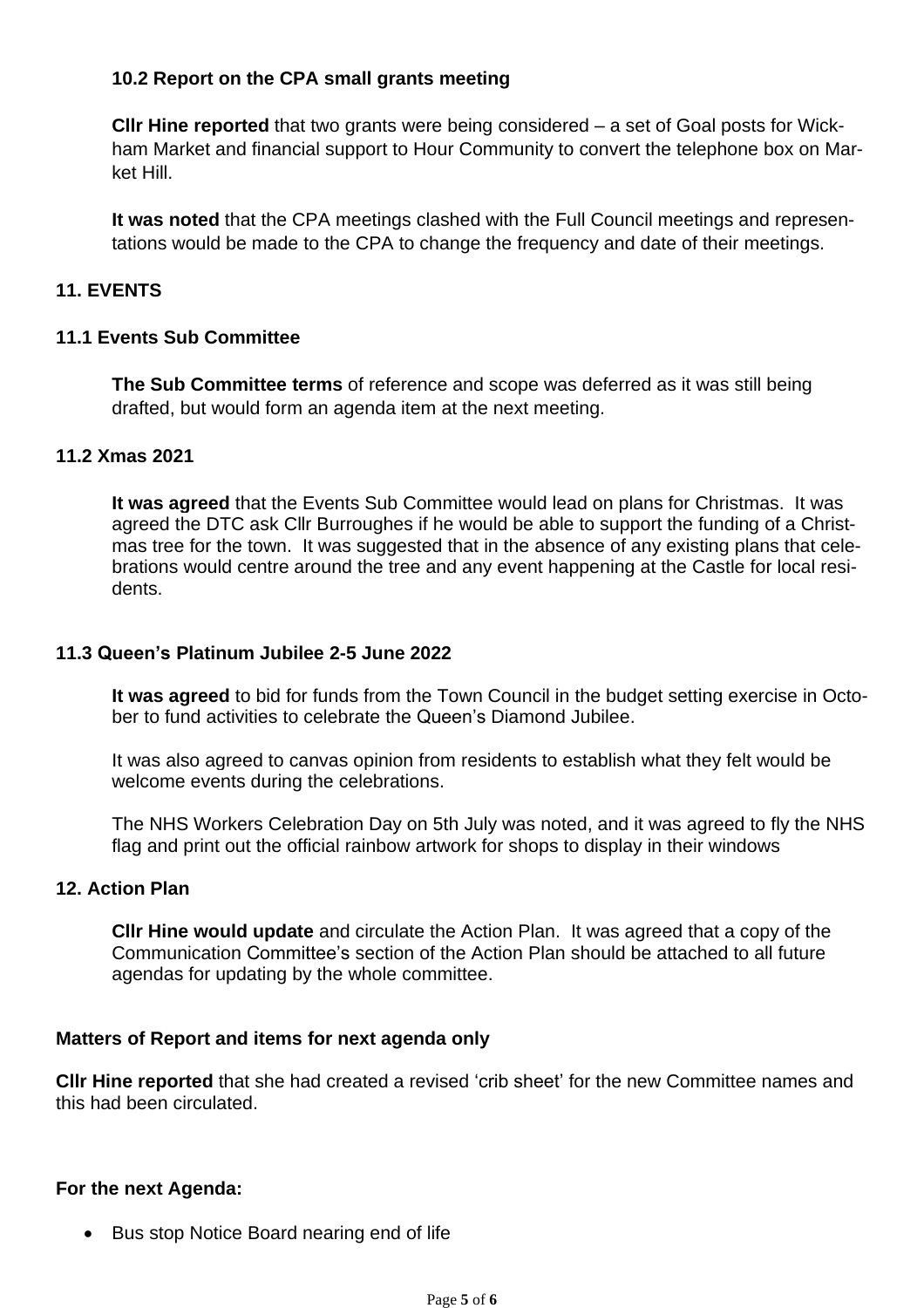### 10.2 Report on the CPA small grants meeting

**Cllr Hine reported** that two grants were being considered – a set of Goal posts for Wickham Market and financial support to Hour Community to convert the telephone box on Market Hill.

**It was noted** that the CPA meetings clashed with the Full Council meetings and representations would be made to the CPA to change the frequency and date of their meetings.

## 11. EVENTS

### 11.1 Events Sub Committee

**The Sub Committee terms** of reference and scope was deferred as it was still being drafted, but would form an agenda item at the next meeting.

### 11.2 Xmas 2021

**It was agreed** that the Events Sub Committee would lead on plans for Christmas. It was agreed the DTC ask Cllr Burroughes if he would be able to support the funding of a Christmas tree for the town. It was suggested that in the absence of any existing plans that celebrations would centre around the tree and any event happening at the Castle for local residents.

### 11.3 Queen's Platinum Jubilee 2-5 June 2022

**It was agreed** to bid for funds from the Town Council in the budget setting exercise in October to fund activities to celebrate the Queen's Diamond Jubilee.

It was also agreed to canvas opinion from residents to establish what they felt would be welcome events during the celebrations.

The NHS Workers Celebration Day on 5th July was noted, and it was agreed to fly the NHS flag and print out the official rainbow artwork for shops to display in their windows

## 12. Action Plan

**Cllr Hine would update** and circulate the Action Plan. It was agreed that a copy of the Communication Committee's section of the Action Plan should be attached to all future agendas for updating by the whole committee.

### Matters of Report and items for next agenda only

**Cllr Hine reported** that she had created a revised 'crib sheet' for the new Committee names and this had been circulated.

### For the next Agenda:

- Bus stop Notice Board nearing end of life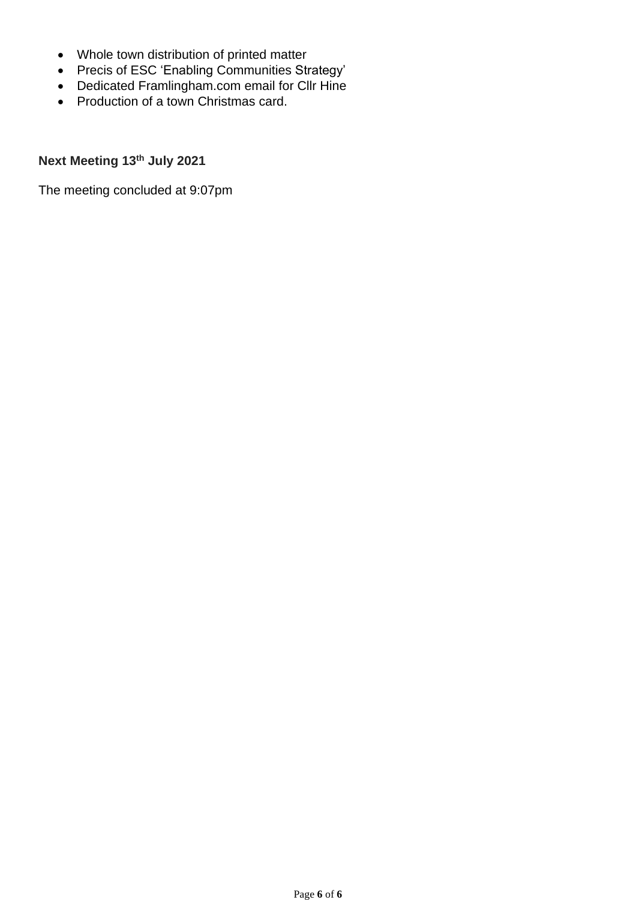- Whole town distribution of printed matter
- Precis of ESC 'Enabling Communities Strategy'
- Dedicated Framlingham.com email for Cllr Hine
- Production of a town Christmas card.

**Next Meeting 13th July 2021**

The meeting concluded at 9:07pm